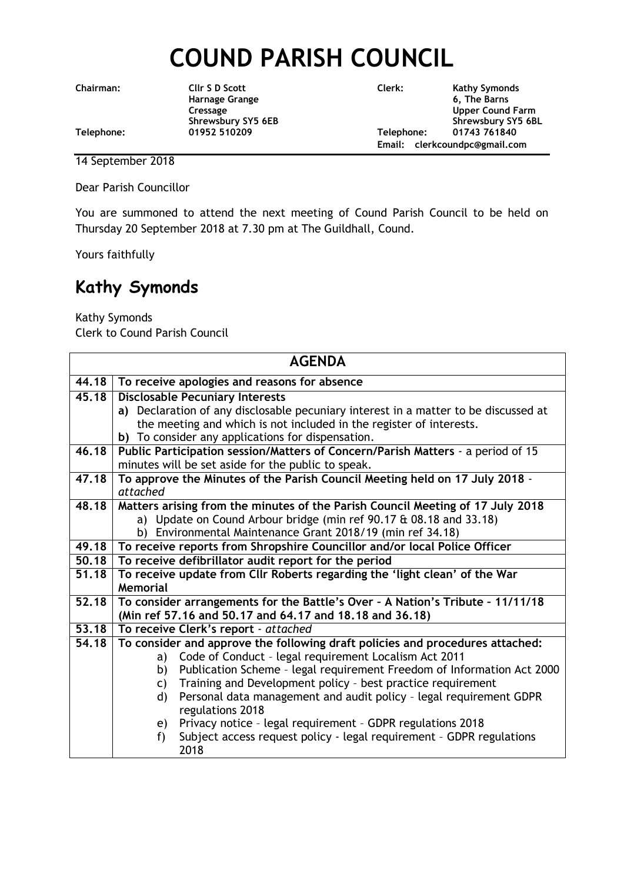# COUND PARISH COUNCIL

| | | | |
|---|---|---|---|
| **Chairman:** | **Cllr S D Scott**<br>**Harnage Grange**<br>**Cressage**<br>**Shrewsbury SY5 6EB** | **Clerk:** | **Kathy Symonds**<br>**6, The Barns**<br>**Upper Cound Farm**<br>**Shrewsbury SY5 6BL** |
| **Telephone:** | **01952 510209** | **Telephone:** | **01743 761840** |
| | | **Email:** | **clerkcoundpc@gmail.com** |

14 September 2018

Dear Parish Councillor

You are summoned to attend the next meeting of Cound Parish Council to be held on Thursday 20 September 2018 at 7.30 pm at The Guildhall, Cound.

Yours faithfully

## Kathy Symonds

Kathy Symonds
Clerk to Cound Parish Council

| **AGENDA** | |
|---|---|
| **44.18** | **To receive apologies and reasons for absence** |
| **45.18** | **Disclosable Pecuniary Interests**<br>**a)** Declaration of any disclosable pecuniary interest in a matter to be discussed at the meeting and which is not included in the register of interests.<br>**b)** To consider any applications for dispensation. |
| **46.18** | **Public Participation session/Matters of Concern/Parish Matters** - a period of 15 minutes will be set aside for the public to speak. |
| **47.18** | **To approve the Minutes of the Parish Council Meeting held on 17 July 2018** - *attached* |
| **48.18** | **Matters arising from the minutes of the Parish Council Meeting of 17 July 2018**<br>a) Update on Cound Arbour bridge (min ref 90.17 & 08.18 and 33.18)<br>b) Environmental Maintenance Grant 2018/19 (min ref 34.18) |
| **49.18** | **To receive reports from Shropshire Councillor and/or local Police Officer** |
| **50.18** | **To receive defibrillator audit report for the period** |
| **51.18** | **To receive update from Cllr Roberts regarding the 'light clean' of the War Memorial** |
| **52.18** | **To consider arrangements for the Battle's Over – A Nation's Tribute – 11/11/18 (Min ref 57.16 and 50.17 and 64.17 and 18.18 and 36.18)** |
| **53.18** | **To receive Clerk's report** - *attached* |
| **54.18** | **To consider and approve the following draft policies and procedures attached:**<br>a) Code of Conduct – legal requirement Localism Act 2011<br>b) Publication Scheme – legal requirement Freedom of Information Act 2000<br>c) Training and Development policy – best practice requirement<br>d) Personal data management and audit policy – legal requirement GDPR regulations 2018<br>e) Privacy notice – legal requirement – GDPR regulations 2018<br>f) Subject access request policy - legal requirement – GDPR regulations 2018 |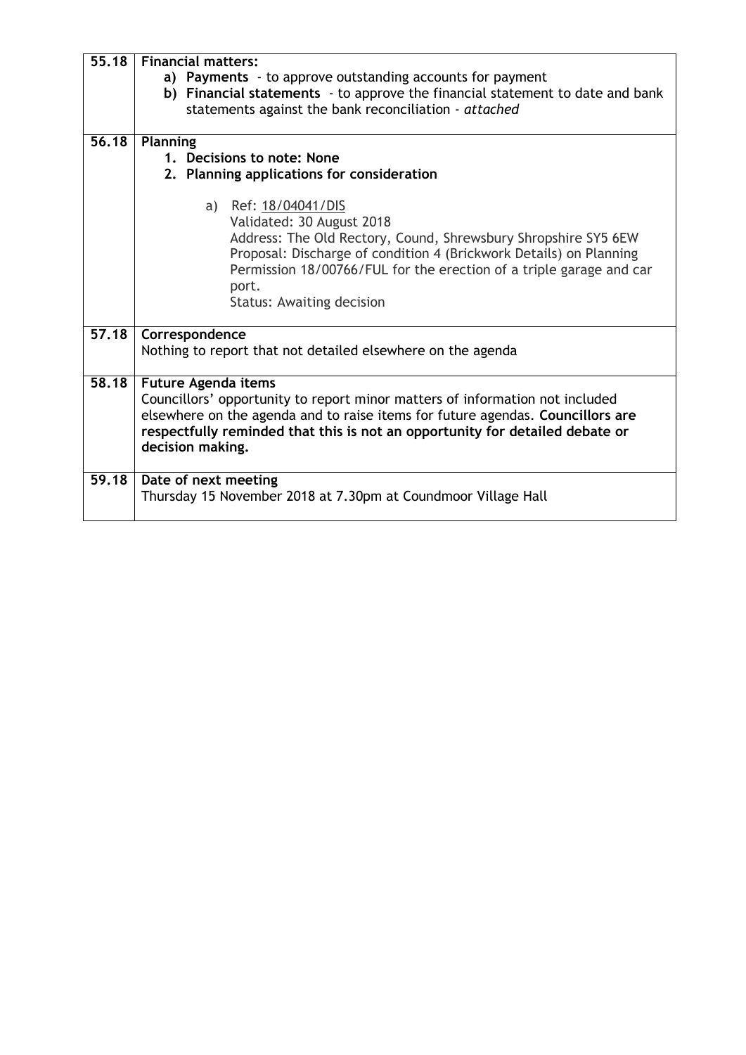| | |
|---|---|
| **55.18** | **Financial matters:**<br>**a) Payments** - to approve outstanding accounts for payment<br>**b) Financial statements** - to approve the financial statement to date and bank statements against the bank reconciliation - *attached* |
| **56.18** | **Planning**<br>**1. Decisions to note: None**<br>**2. Planning applications for consideration**<br><br>a) Ref: 18/04041/DIS<br>Validated: 30 August 2018<br>Address: The Old Rectory, Cound, Shrewsbury Shropshire SY5 6EW<br>Proposal: Discharge of condition 4 (Brickwork Details) on Planning Permission 18/00766/FUL for the erection of a triple garage and car port.<br>Status: Awaiting decision |
| **57.18** | **Correspondence**<br>Nothing to report that not detailed elsewhere on the agenda |
| **58.18** | **Future Agenda items**<br>Councillors' opportunity to report minor matters of information not included elsewhere on the agenda and to raise items for future agendas. **Councillors are respectfully reminded that this is not an opportunity for detailed debate or decision making.** |
| **59.18** | **Date of next meeting**<br>Thursday 15 November 2018 at 7.30pm at Coundmoor Village Hall |